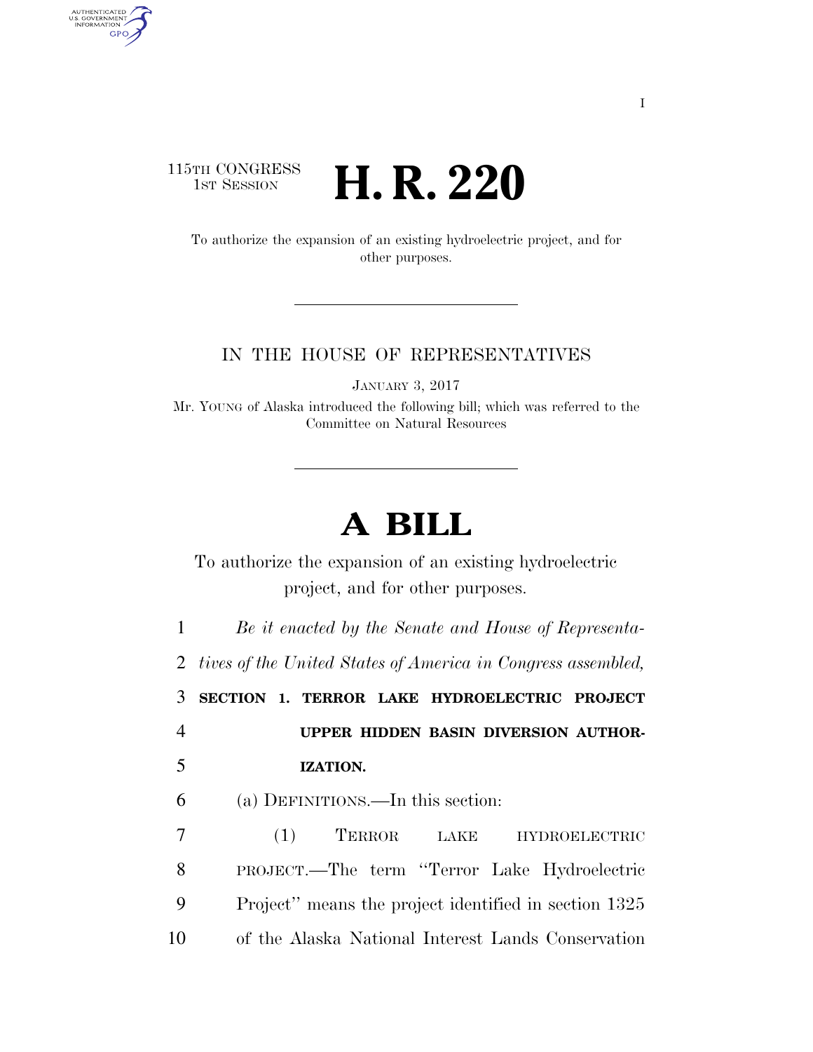115TH CONGRESS
1ST SESSION

# H. R. 220

To authorize the expansion of an existing hydroelectric project, and for other purposes.

IN THE HOUSE OF REPRESENTATIVES

JANUARY 3, 2017

Mr. YOUNG of Alaska introduced the following bill; which was referred to the Committee on Natural Resources

# A BILL

To authorize the expansion of an existing hydroelectric project, and for other purposes.

*Be it enacted by the Senate and House of Representatives of the United States of America in Congress assembled,*

**SECTION 1. TERROR LAKE HYDROELECTRIC PROJECT UPPER HIDDEN BASIN DIVERSION AUTHORIZATION.**

(a) DEFINITIONS.—In this section:

(1) TERROR LAKE HYDROELECTRIC PROJECT.—The term "Terror Lake Hydroelectric Project" means the project identified in section 1325 of the Alaska National Interest Lands Conservation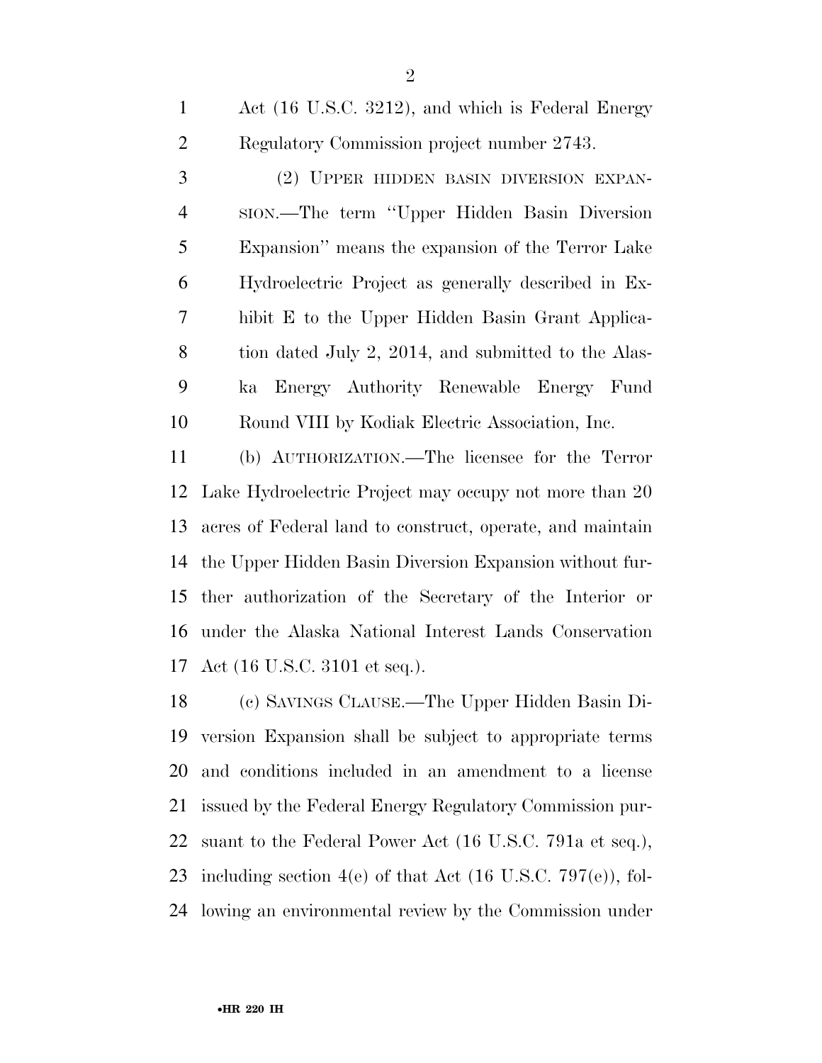Act (16 U.S.C. 3212), and which is Federal Energy Regulatory Commission project number 2743.

(2) UPPER HIDDEN BASIN DIVERSION EXPANSION.—The term ''Upper Hidden Basin Diversion Expansion'' means the expansion of the Terror Lake Hydroelectric Project as generally described in Exhibit E to the Upper Hidden Basin Grant Application dated July 2, 2014, and submitted to the Alaska Energy Authority Renewable Energy Fund Round VIII by Kodiak Electric Association, Inc.

(b) AUTHORIZATION.—The licensee for the Terror Lake Hydroelectric Project may occupy not more than 20 acres of Federal land to construct, operate, and maintain the Upper Hidden Basin Diversion Expansion without further authorization of the Secretary of the Interior or under the Alaska National Interest Lands Conservation Act (16 U.S.C. 3101 et seq.).

(c) SAVINGS CLAUSE.—The Upper Hidden Basin Diversion Expansion shall be subject to appropriate terms and conditions included in an amendment to a license issued by the Federal Energy Regulatory Commission pursuant to the Federal Power Act (16 U.S.C. 791a et seq.), including section 4(e) of that Act (16 U.S.C. 797(e)), following an environmental review by the Commission under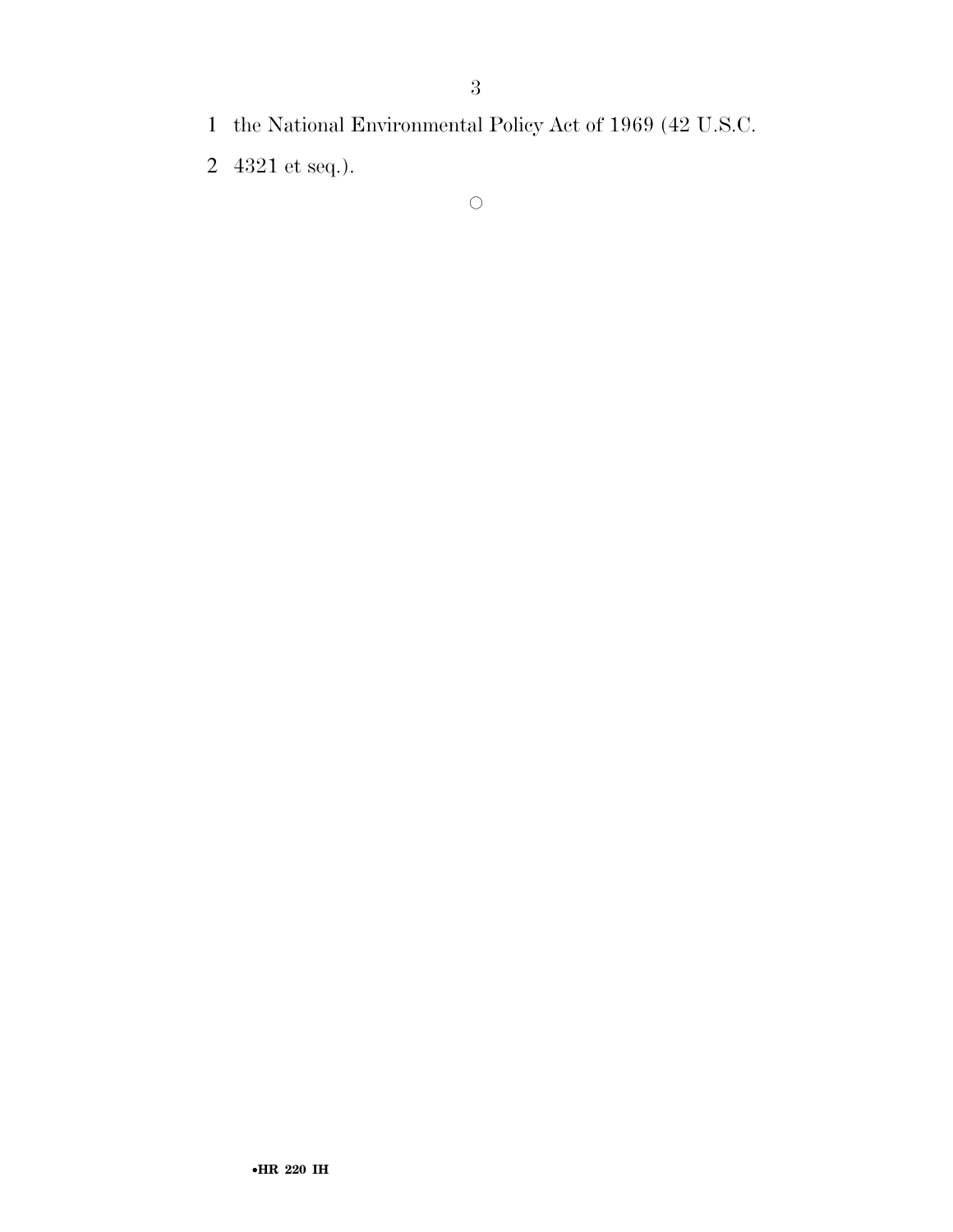the National Environmental Policy Act of 1969 (42 U.S.C. 4321 et seq.).

○